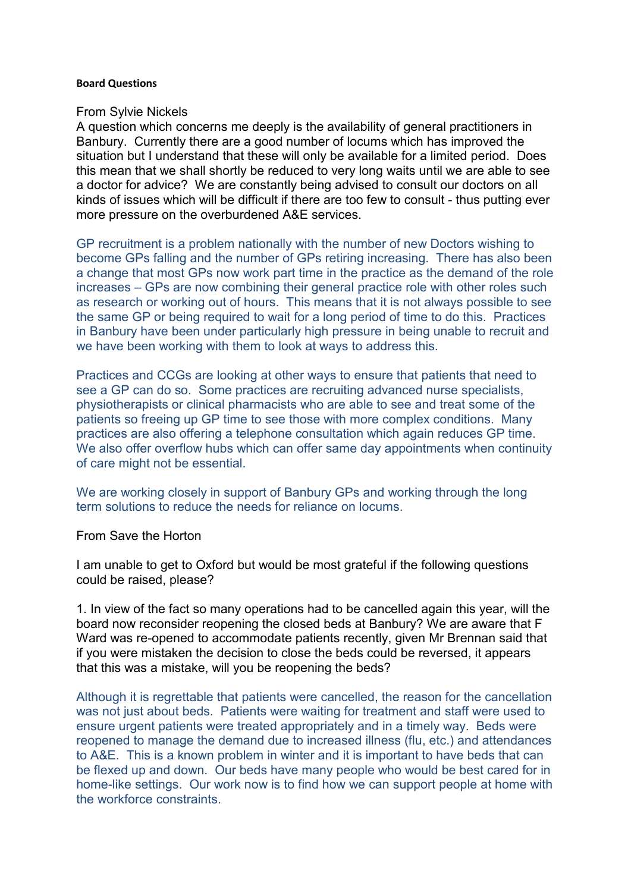**Board Questions**

From Sylvie Nickels
A question which concerns me deeply is the availability of general practitioners in Banbury. Currently there are a good number of locums which has improved the situation but I understand that these will only be available for a limited period. Does this mean that we shall shortly be reduced to very long waits until we are able to see a doctor for advice? We are constantly being advised to consult our doctors on all kinds of issues which will be difficult if there are too few to consult - thus putting ever more pressure on the overburdened A&E services.

GP recruitment is a problem nationally with the number of new Doctors wishing to become GPs falling and the number of GPs retiring increasing. There has also been a change that most GPs now work part time in the practice as the demand of the role increases – GPs are now combining their general practice role with other roles such as research or working out of hours. This means that it is not always possible to see the same GP or being required to wait for a long period of time to do this. Practices in Banbury have been under particularly high pressure in being unable to recruit and we have been working with them to look at ways to address this.

Practices and CCGs are looking at other ways to ensure that patients that need to see a GP can do so. Some practices are recruiting advanced nurse specialists, physiotherapists or clinical pharmacists who are able to see and treat some of the patients so freeing up GP time to see those with more complex conditions. Many practices are also offering a telephone consultation which again reduces GP time. We also offer overflow hubs which can offer same day appointments when continuity of care might not be essential.

We are working closely in support of Banbury GPs and working through the long term solutions to reduce the needs for reliance on locums.

From Save the Horton

I am unable to get to Oxford but would be most grateful if the following questions could be raised, please?

1. In view of the fact so many operations had to be cancelled again this year, will the board now reconsider reopening the closed beds at Banbury? We are aware that F Ward was re-opened to accommodate patients recently, given Mr Brennan said that if you were mistaken the decision to close the beds could be reversed, it appears that this was a mistake, will you be reopening the beds?

Although it is regrettable that patients were cancelled, the reason for the cancellation was not just about beds. Patients were waiting for treatment and staff were used to ensure urgent patients were treated appropriately and in a timely way. Beds were reopened to manage the demand due to increased illness (flu, etc.) and attendances to A&E. This is a known problem in winter and it is important to have beds that can be flexed up and down. Our beds have many people who would be best cared for in home-like settings. Our work now is to find how we can support people at home with the workforce constraints.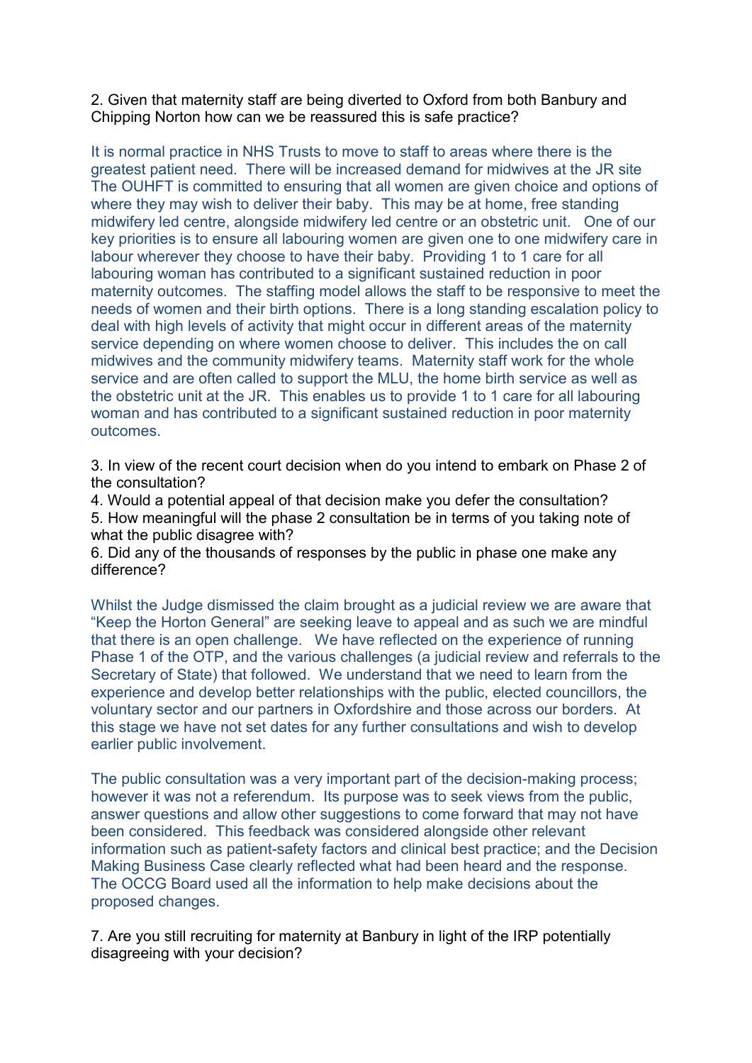2. Given that maternity staff are being diverted to Oxford from both Banbury and Chipping Norton how can we be reassured this is safe practice?

It is normal practice in NHS Trusts to move to staff to areas where there is the greatest patient need. There will be increased demand for midwives at the JR site The OUHFT is committed to ensuring that all women are given choice and options of where they may wish to deliver their baby. This may be at home, free standing midwifery led centre, alongside midwifery led centre or an obstetric unit. One of our key priorities is to ensure all labouring women are given one to one midwifery care in labour wherever they choose to have their baby. Providing 1 to 1 care for all labouring woman has contributed to a significant sustained reduction in poor maternity outcomes. The staffing model allows the staff to be responsive to meet the needs of women and their birth options. There is a long standing escalation policy to deal with high levels of activity that might occur in different areas of the maternity service depending on where women choose to deliver. This includes the on call midwives and the community midwifery teams. Maternity staff work for the whole service and are often called to support the MLU, the home birth service as well as the obstetric unit at the JR. This enables us to provide 1 to 1 care for all labouring woman and has contributed to a significant sustained reduction in poor maternity outcomes.

3. In view of the recent court decision when do you intend to embark on Phase 2 of the consultation?
4. Would a potential appeal of that decision make you defer the consultation?
5. How meaningful will the phase 2 consultation be in terms of you taking note of what the public disagree with?
6. Did any of the thousands of responses by the public in phase one make any difference?

Whilst the Judge dismissed the claim brought as a judicial review we are aware that "Keep the Horton General" are seeking leave to appeal and as such we are mindful that there is an open challenge. We have reflected on the experience of running Phase 1 of the OTP, and the various challenges (a judicial review and referrals to the Secretary of State) that followed. We understand that we need to learn from the experience and develop better relationships with the public, elected councillors, the voluntary sector and our partners in Oxfordshire and those across our borders. At this stage we have not set dates for any further consultations and wish to develop earlier public involvement.

The public consultation was a very important part of the decision-making process; however it was not a referendum. Its purpose was to seek views from the public, answer questions and allow other suggestions to come forward that may not have been considered. This feedback was considered alongside other relevant information such as patient-safety factors and clinical best practice; and the Decision Making Business Case clearly reflected what had been heard and the response. The OCCG Board used all the information to help make decisions about the proposed changes.

7. Are you still recruiting for maternity at Banbury in light of the IRP potentially disagreeing with your decision?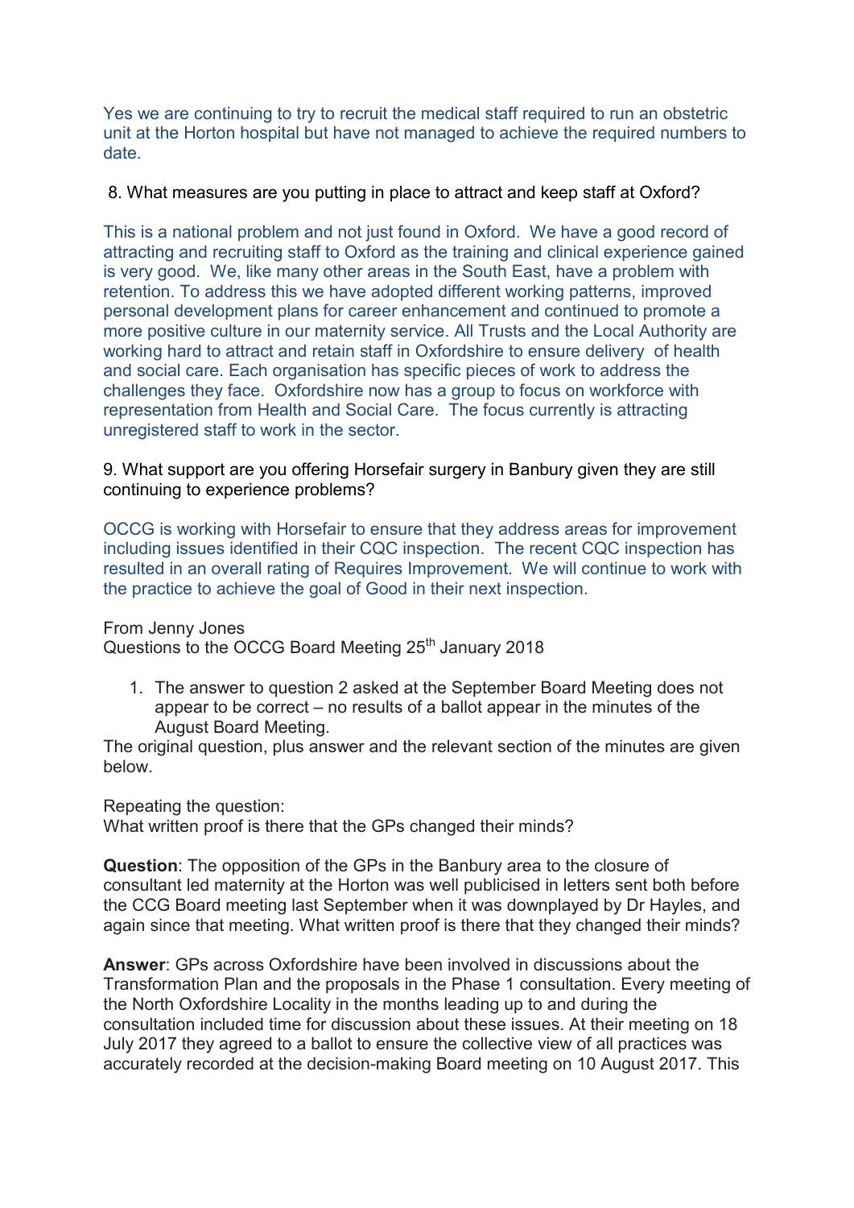Yes we are continuing to try to recruit the medical staff required to run an obstetric unit at the Horton hospital but have not managed to achieve the required numbers to date.

8. What measures are you putting in place to attract and keep staff at Oxford?

This is a national problem and not just found in Oxford. We have a good record of attracting and recruiting staff to Oxford as the training and clinical experience gained is very good. We, like many other areas in the South East, have a problem with retention. To address this we have adopted different working patterns, improved personal development plans for career enhancement and continued to promote a more positive culture in our maternity service. All Trusts and the Local Authority are working hard to attract and retain staff in Oxfordshire to ensure delivery of health and social care. Each organisation has specific pieces of work to address the challenges they face. Oxfordshire now has a group to focus on workforce with representation from Health and Social Care. The focus currently is attracting unregistered staff to work in the sector.

9. What support are you offering Horsefair surgery in Banbury given they are still continuing to experience problems?

OCCG is working with Horsefair to ensure that they address areas for improvement including issues identified in their CQC inspection. The recent CQC inspection has resulted in an overall rating of Requires Improvement. We will continue to work with the practice to achieve the goal of Good in their next inspection.

From Jenny Jones
Questions to the OCCG Board Meeting 25th January 2018

1. The answer to question 2 asked at the September Board Meeting does not appear to be correct – no results of a ballot appear in the minutes of the August Board Meeting.

The original question, plus answer and the relevant section of the minutes are given below.

Repeating the question:
What written proof is there that the GPs changed their minds?

**Question**: The opposition of the GPs in the Banbury area to the closure of consultant led maternity at the Horton was well publicised in letters sent both before the CCG Board meeting last September when it was downplayed by Dr Hayles, and again since that meeting. What written proof is there that they changed their minds?

**Answer**: GPs across Oxfordshire have been involved in discussions about the Transformation Plan and the proposals in the Phase 1 consultation. Every meeting of the North Oxfordshire Locality in the months leading up to and during the consultation included time for discussion about these issues. At their meeting on 18 July 2017 they agreed to a ballot to ensure the collective view of all practices was accurately recorded at the decision-making Board meeting on 10 August 2017. This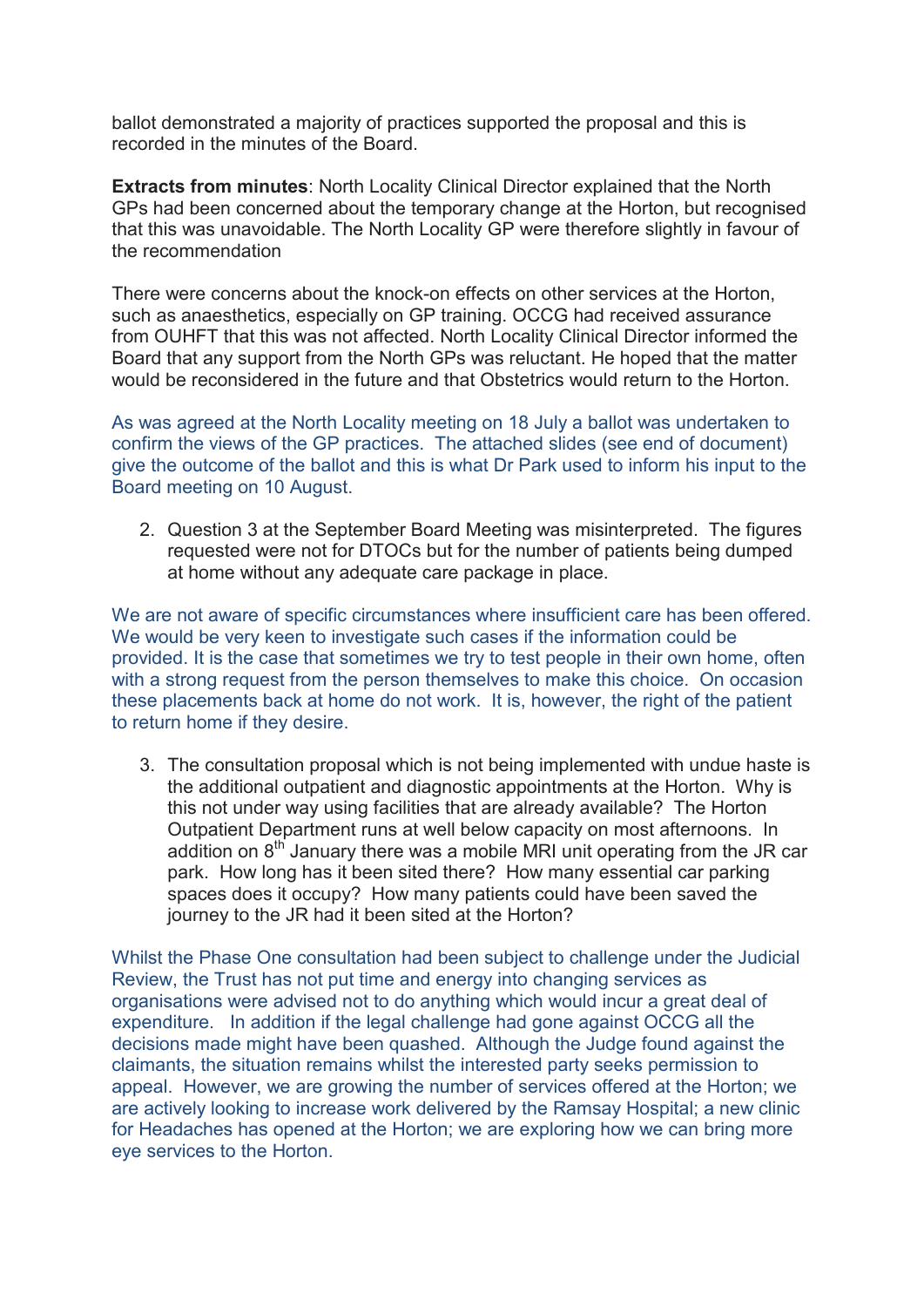ballot demonstrated a majority of practices supported the proposal and this is recorded in the minutes of the Board.

**Extracts from minutes**: North Locality Clinical Director explained that the North GPs had been concerned about the temporary change at the Horton, but recognised that this was unavoidable. The North Locality GP were therefore slightly in favour of the recommendation

There were concerns about the knock-on effects on other services at the Horton, such as anaesthetics, especially on GP training. OCCG had received assurance from OUHFT that this was not affected. North Locality Clinical Director informed the Board that any support from the North GPs was reluctant. He hoped that the matter would be reconsidered in the future and that Obstetrics would return to the Horton.

As was agreed at the North Locality meeting on 18 July a ballot was undertaken to confirm the views of the GP practices. The attached slides (see end of document) give the outcome of the ballot and this is what Dr Park used to inform his input to the Board meeting on 10 August.

2. Question 3 at the September Board Meeting was misinterpreted. The figures requested were not for DTOCs but for the number of patients being dumped at home without any adequate care package in place.

We are not aware of specific circumstances where insufficient care has been offered. We would be very keen to investigate such cases if the information could be provided. It is the case that sometimes we try to test people in their own home, often with a strong request from the person themselves to make this choice. On occasion these placements back at home do not work. It is, however, the right of the patient to return home if they desire.

3. The consultation proposal which is not being implemented with undue haste is the additional outpatient and diagnostic appointments at the Horton. Why is this not under way using facilities that are already available? The Horton Outpatient Department runs at well below capacity on most afternoons. In addition on 8th January there was a mobile MRI unit operating from the JR car park. How long has it been sited there? How many essential car parking spaces does it occupy? How many patients could have been saved the journey to the JR had it been sited at the Horton?

Whilst the Phase One consultation had been subject to challenge under the Judicial Review, the Trust has not put time and energy into changing services as organisations were advised not to do anything which would incur a great deal of expenditure. In addition if the legal challenge had gone against OCCG all the decisions made might have been quashed. Although the Judge found against the claimants, the situation remains whilst the interested party seeks permission to appeal. However, we are growing the number of services offered at the Horton; we are actively looking to increase work delivered by the Ramsay Hospital; a new clinic for Headaches has opened at the Horton; we are exploring how we can bring more eye services to the Horton.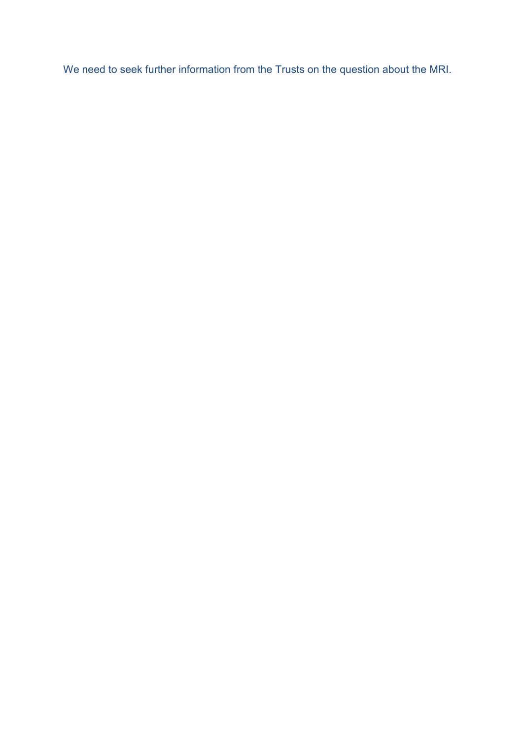We need to seek further information from the Trusts on the question about the MRI.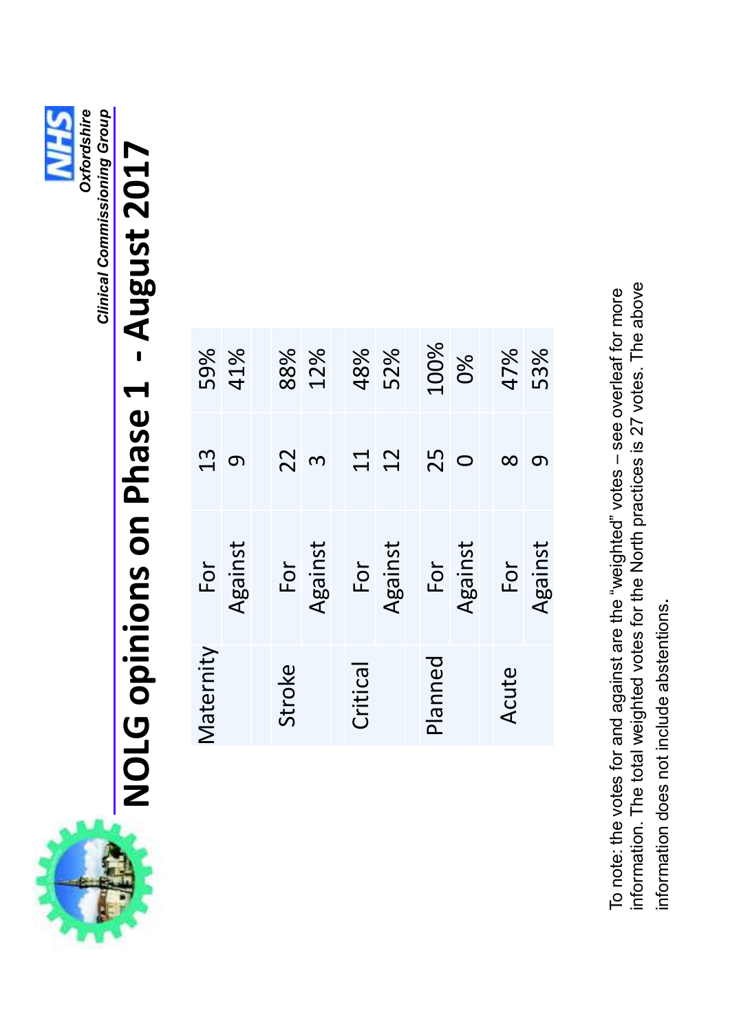# NOLG opinions on Phase 1 - August 2017

*Oxfordshire Clinical Commissioning Group*

| | | | |
|---|---|---|---|
| Maternity | For | 13 | 59% |
| | Against | 9 | 41% |
| Stroke | For | 22 | 88% |
| | Against | 3 | 12% |
| Critical | For | 11 | 48% |
| | Against | 12 | 52% |
| Planned | For | 25 | 100% |
| | Against | 0 | 0% |
| Acute | For | 8 | 47% |
| | Against | 9 | 53% |

To note: the votes for and against are the "weighted" votes – see overleaf for more information. The total weighted votes for the North practices is 27 votes. The above information does not include abstentions.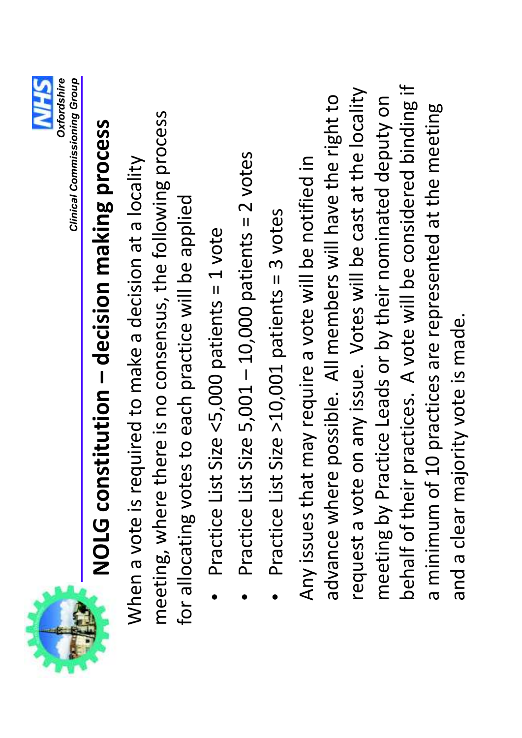NHS
*Oxfordshire*
*Clinical Commissioning Group*

# NOLG constitution – decision making process

When a vote is required to make a decision at a locality meeting, where there is no consensus, the following process for allocating votes to each practice will be applied

- Practice List Size <5,000 patients = 1 vote
- Practice List Size 5,001 – 10,000 patients = 2 votes
- Practice List Size >10,001 patients = 3 votes

Any issues that may require a vote will be notified in advance where possible. All members will have the right to request a vote on any issue. Votes will be cast at the locality meeting by Practice Leads or by their nominated deputy on behalf of their practices. A vote will be considered binding if a minimum of 10 practices are represented at the meeting and a clear majority vote is made.